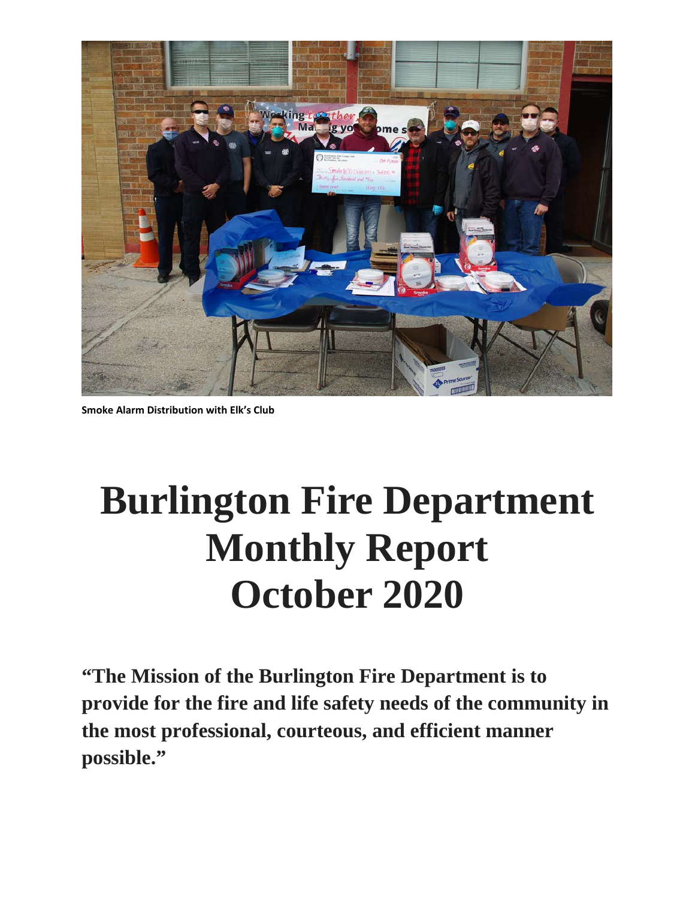Smoke Alarm Distribution with Elk's Club

# Burlington Fire Department Monthly Report October 2020

**"The Mission of the Burlington Fire Department is to provide for the fire and life safety needs of the community in the most professional, courteous, and efficient manner possible."**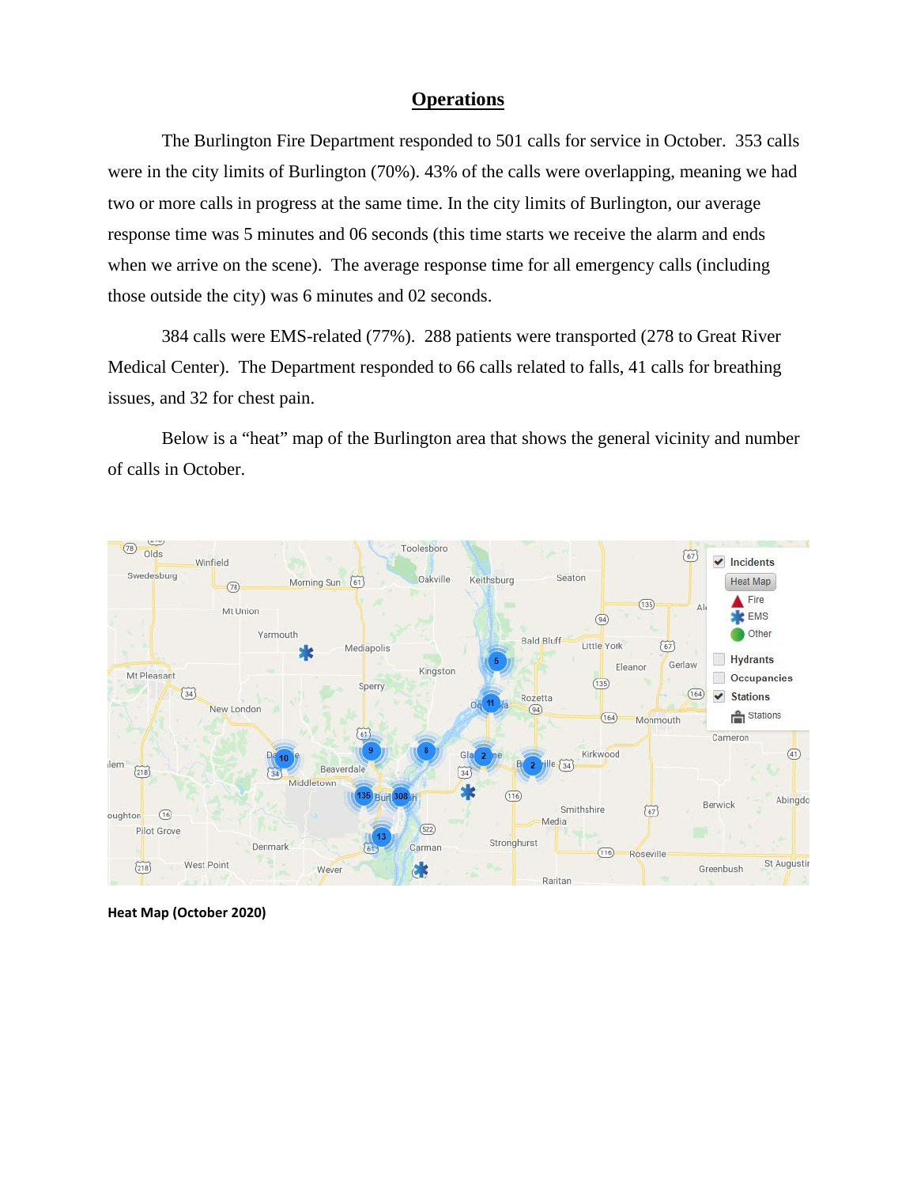# Operations

The Burlington Fire Department responded to 501 calls for service in October. 353 calls were in the city limits of Burlington (70%). 43% of the calls were overlapping, meaning we had two or more calls in progress at the same time. In the city limits of Burlington, our average response time was 5 minutes and 06 seconds (this time starts we receive the alarm and ends when we arrive on the scene). The average response time for all emergency calls (including those outside the city) was 6 minutes and 02 seconds.

384 calls were EMS-related (77%). 288 patients were transported (278 to Great River Medical Center). The Department responded to 66 calls related to falls, 41 calls for breathing issues, and 32 for chest pain.

Below is a "heat" map of the Burlington area that shows the general vicinity and number of calls in October.

**Heat Map (October 2020)**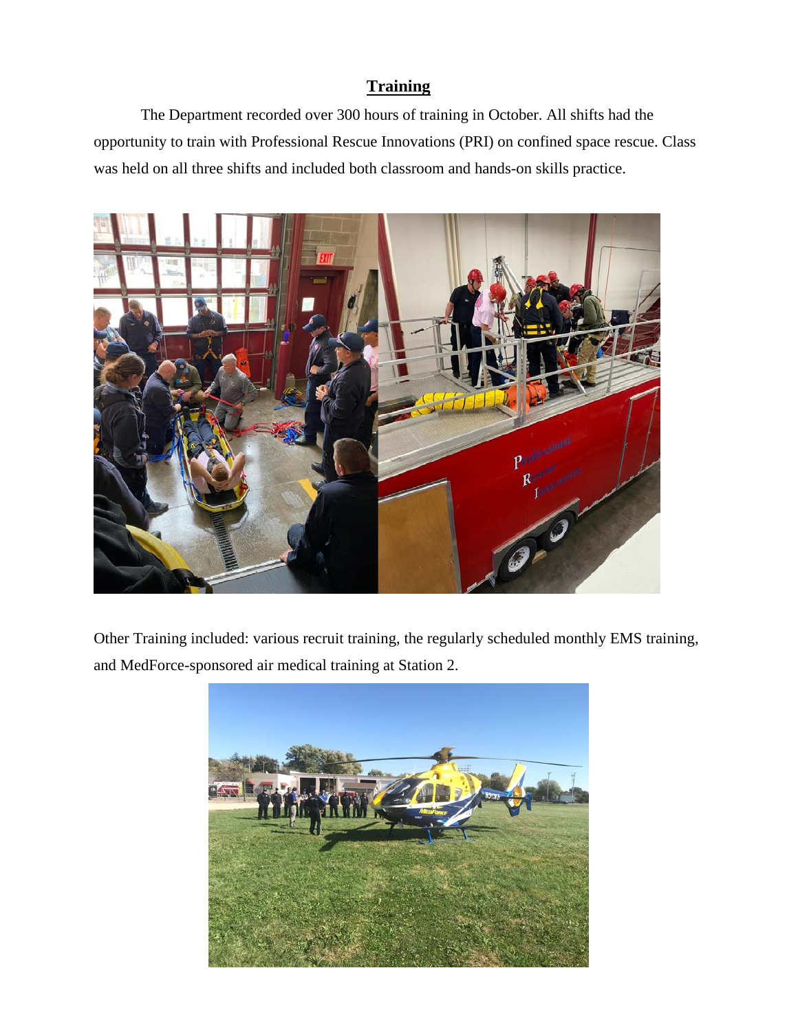## Training

The Department recorded over 300 hours of training in October. All shifts had the opportunity to train with Professional Rescue Innovations (PRI) on confined space rescue. Class was held on all three shifts and included both classroom and hands-on skills practice.

Other Training included: various recruit training, the regularly scheduled monthly EMS training, and MedForce-sponsored air medical training at Station 2.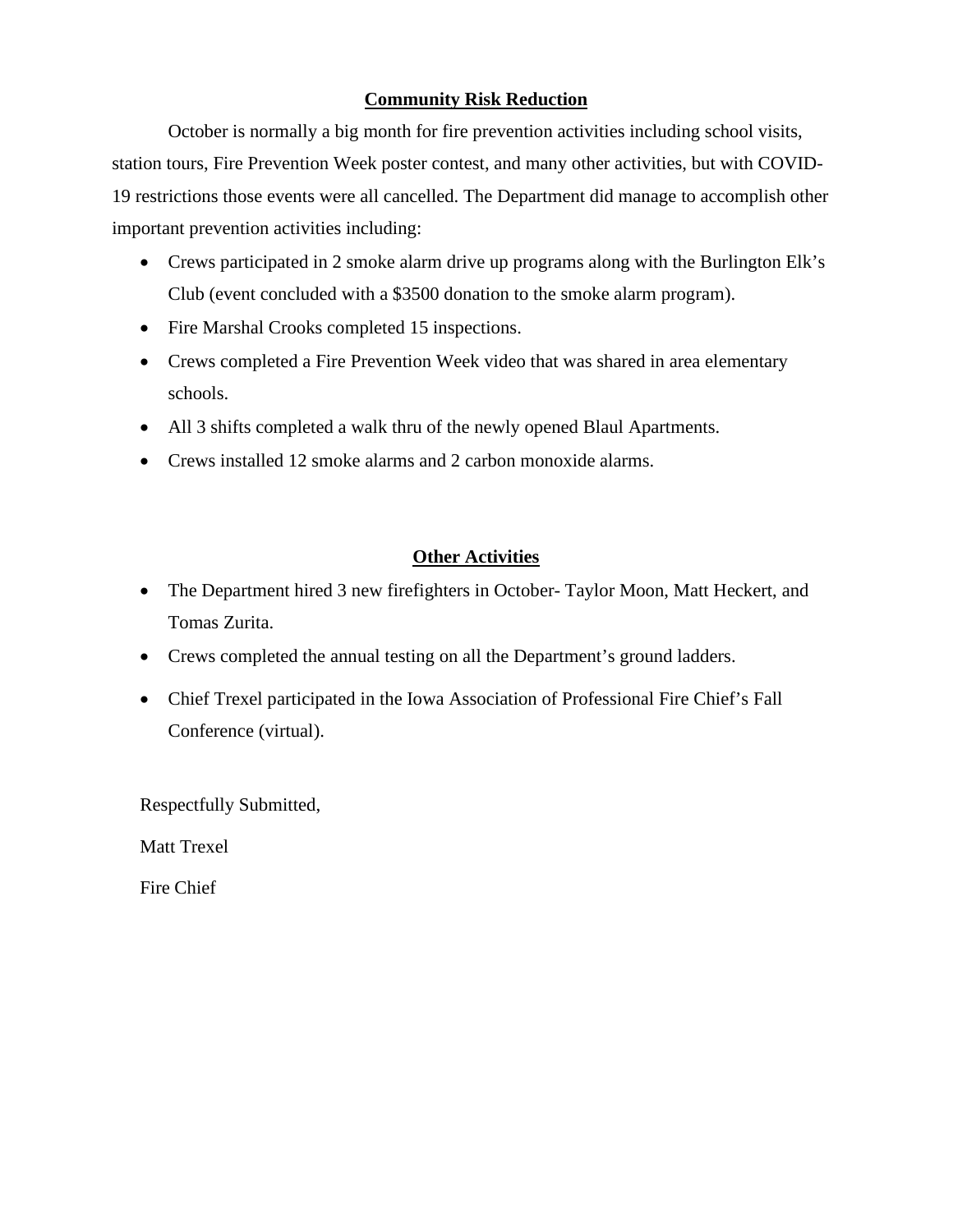## Community Risk Reduction

October is normally a big month for fire prevention activities including school visits, station tours, Fire Prevention Week poster contest, and many other activities, but with COVID-19 restrictions those events were all cancelled. The Department did manage to accomplish other important prevention activities including:

- Crews participated in 2 smoke alarm drive up programs along with the Burlington Elk's Club (event concluded with a $3500 donation to the smoke alarm program).
- Fire Marshal Crooks completed 15 inspections.
- Crews completed a Fire Prevention Week video that was shared in area elementary schools.
- All 3 shifts completed a walk thru of the newly opened Blaul Apartments.
- Crews installed 12 smoke alarms and 2 carbon monoxide alarms.

## Other Activities

- The Department hired 3 new firefighters in October- Taylor Moon, Matt Heckert, and Tomas Zurita.
- Crews completed the annual testing on all the Department's ground ladders.
- Chief Trexel participated in the Iowa Association of Professional Fire Chief's Fall Conference (virtual).

Respectfully Submitted,

Matt Trexel

Fire Chief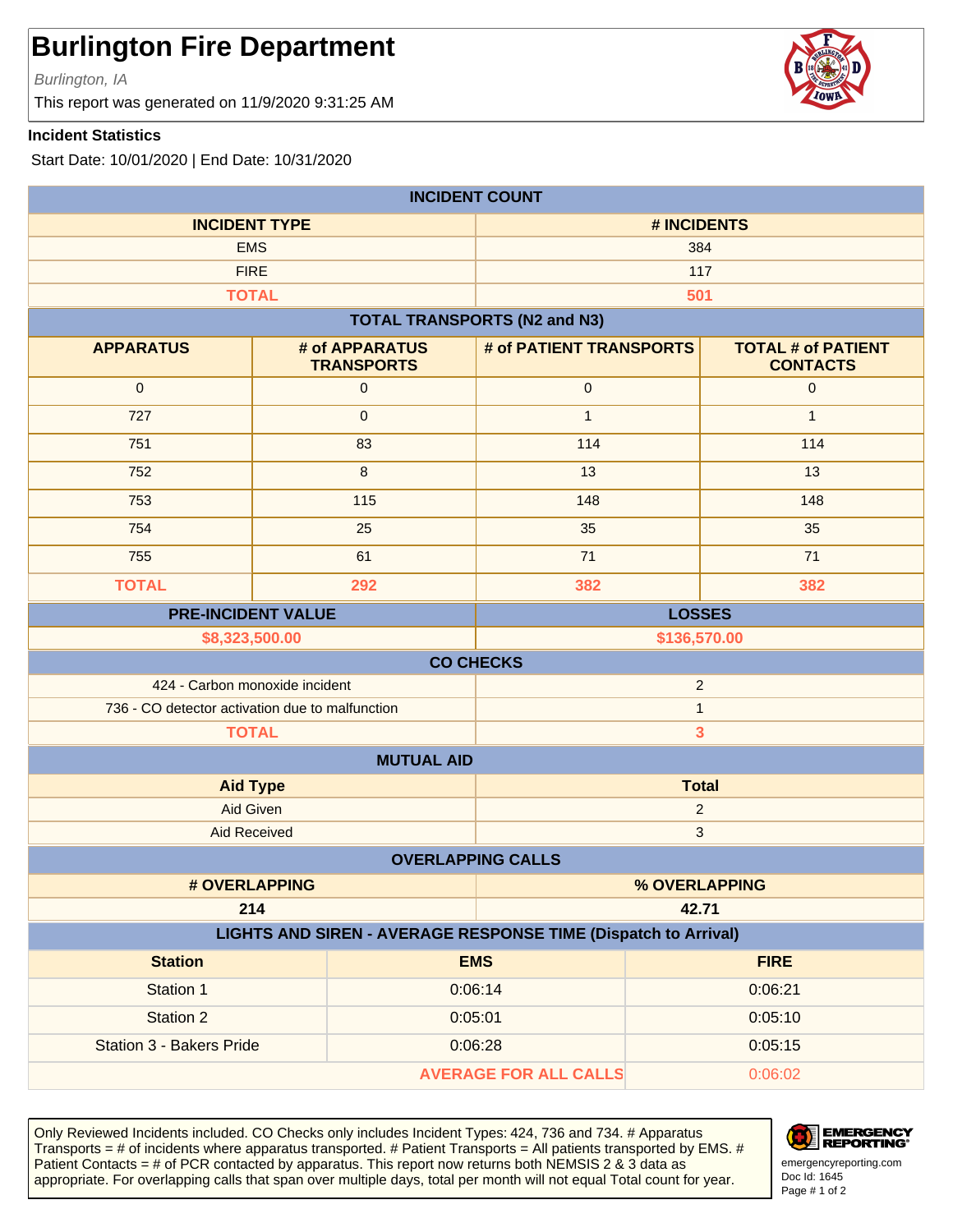# Burlington Fire Department

*Burlington, IA*

This report was generated on 11/9/2020 9:31:25 AM

**Incident Statistics**

Start Date: 10/01/2020 | End Date: 10/31/2020

## INCIDENT COUNT

| INCIDENT TYPE | # INCIDENTS |
|---|---|
| EMS | 384 |
| FIRE | 117 |
| **TOTAL** | **501** |

## TOTAL TRANSPORTS (N2 and N3)

| APPARATUS | # of APPARATUS TRANSPORTS | # of PATIENT TRANSPORTS | TOTAL # of PATIENT CONTACTS |
|---|---|---|---|
| 0 | 0 | 0 | 0 |
| 727 | 0 | 1 | 1 |
| 751 | 83 | 114 | 114 |
| 752 | 8 | 13 | 13 |
| 753 | 115 | 148 | 148 |
| 754 | 25 | 35 | 35 |
| 755 | 61 | 71 | 71 |
| **TOTAL** | **292** | **382** | **382** |

| PRE-INCIDENT VALUE | LOSSES |
|---|---|
| **$8,323,500.00** | **$136,570.00** |

## CO CHECKS

| | |
|---|---|
| 424 - Carbon monoxide incident | 2 |
| 736 - CO detector activation due to malfunction | 1 |
| **TOTAL** | **3** |

## MUTUAL AID

| Aid Type | Total |
|---|---|
| Aid Given | 2 |
| Aid Received | 3 |

## OVERLAPPING CALLS

| # OVERLAPPING | % OVERLAPPING |
|---|---|
| **214** | **42.71** |

## LIGHTS AND SIREN - AVERAGE RESPONSE TIME (Dispatch to Arrival)

| Station | EMS | FIRE |
|---|---|---|
| Station 1 | 0:06:14 | 0:06:21 |
| Station 2 | 0:05:01 | 0:05:10 |
| Station 3 - Bakers Pride | 0:06:28 | 0:05:15 |
| | **AVERAGE FOR ALL CALLS** | 0:06:02 |

Only Reviewed Incidents included. CO Checks only includes Incident Types: 424, 736 and 734. # Apparatus Transports = # of incidents where apparatus transported. # Patient Transports = All patients transported by EMS. # Patient Contacts = # of PCR contacted by apparatus. This report now returns both NEMSIS 2 & 3 data as appropriate. For overlapping calls that span over multiple days, total per month will not equal Total count for year.

EMERGENCY REPORTING®
emergencyreporting.com
Doc Id: 1645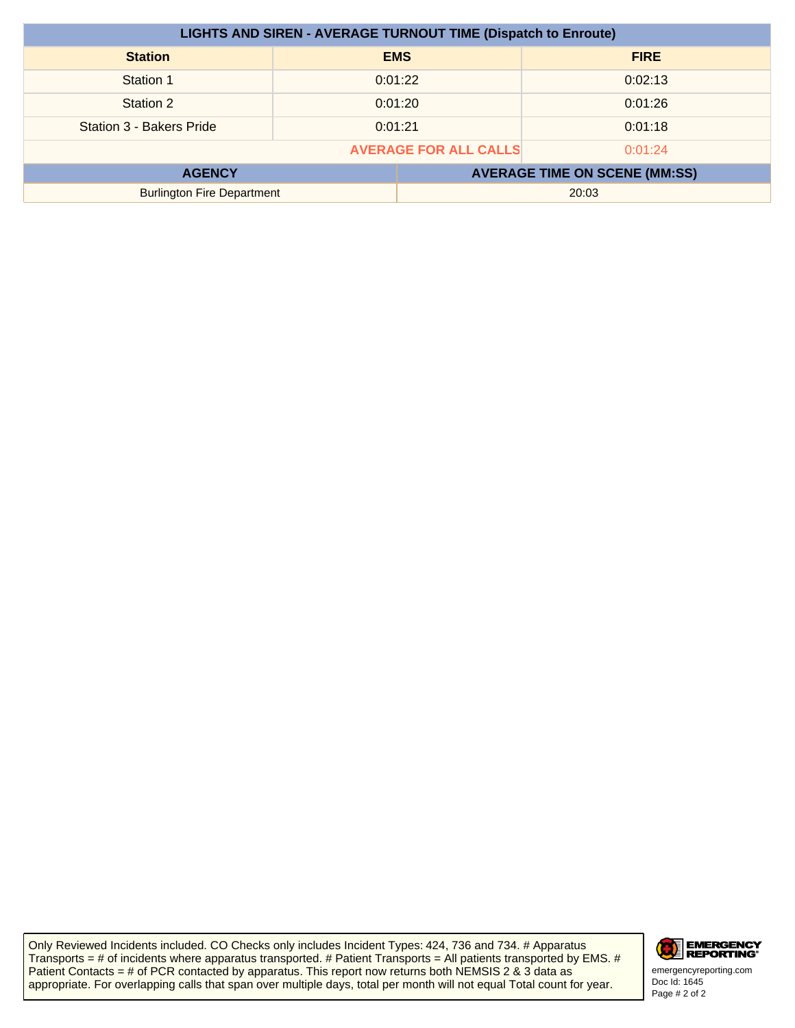| LIGHTS AND SIREN - AVERAGE TURNOUT TIME (Dispatch to Enroute) | | |
|---|---|---|
| **Station** | **EMS** | **FIRE** |
| Station 1 | 0:01:22 | 0:02:13 |
| Station 2 | 0:01:20 | 0:01:26 |
| Station 3 - Bakers Pride | 0:01:21 | 0:01:18 |
| | **AVERAGE FOR ALL CALLS** | 0:01:24 |

| AGENCY | AVERAGE TIME ON SCENE (MM:SS) |
|---|---|
| Burlington Fire Department | 20:03 |

Only Reviewed Incidents included. CO Checks only includes Incident Types: 424, 736 and 734. # Apparatus Transports = # of incidents where apparatus transported. # Patient Transports = All patients transported by EMS. # Patient Contacts = # of PCR contacted by apparatus. This report now returns both NEMSIS 2 & 3 data as appropriate. For overlapping calls that span over multiple days, total per month will not equal Total count for year.

EMERGENCY REPORTING®
emergencyreporting.com
Doc Id: 1645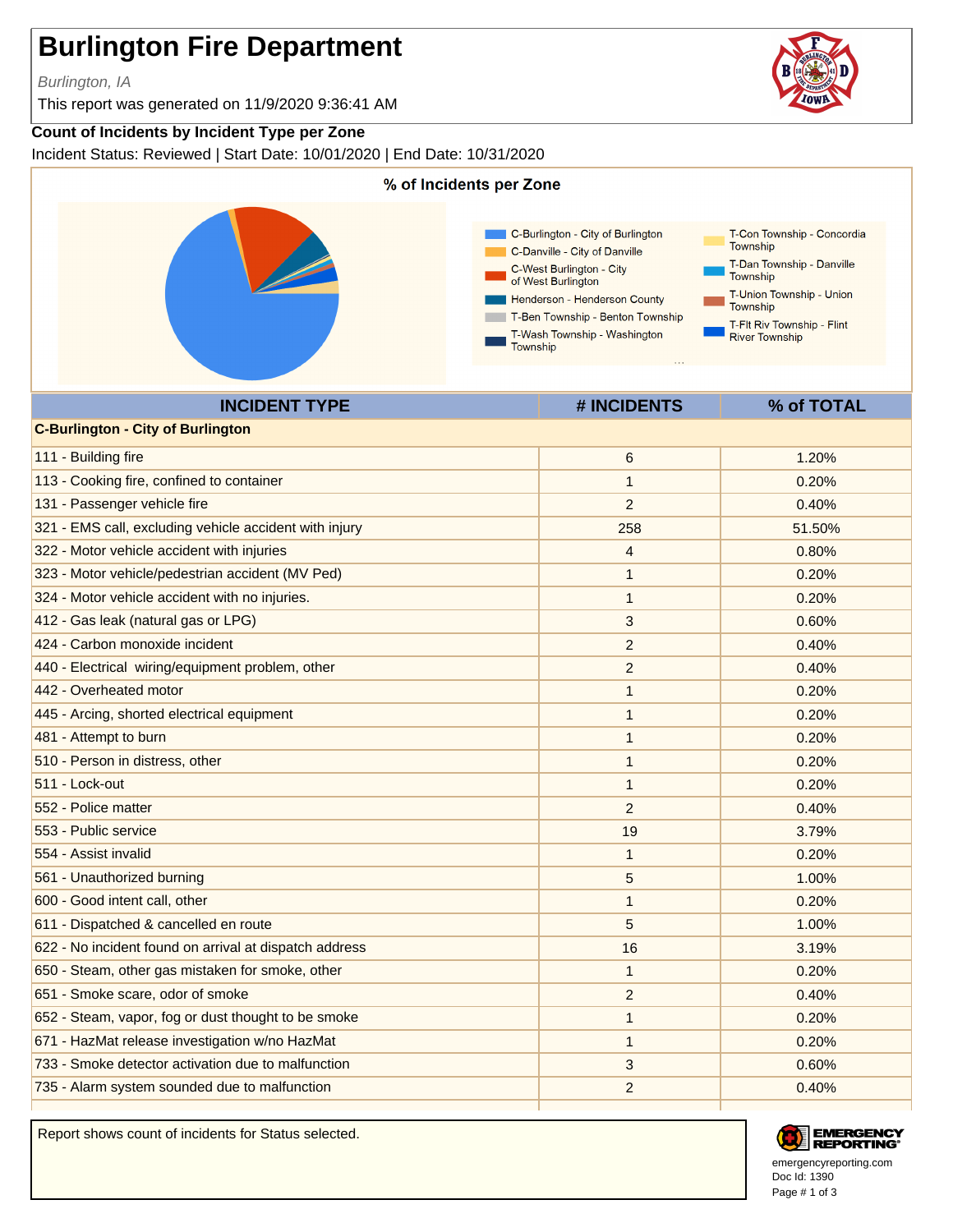# Burlington Fire Department

*Burlington, IA*

This report was generated on 11/9/2020 9:36:41 AM

**Count of Incidents by Incident Type per Zone**

Incident Status: Reviewed | Start Date: 10/01/2020 | End Date: 10/31/2020

**% of Incidents per Zone**

- C-Burlington - City of Burlington
- C-Danville - City of Danville
- C-West Burlington - City of West Burlington
- Henderson - Henderson County
- T-Ben Township - Benton Township
- T-Wash Township - Washington Township
- T-Con Township - Concordia Township
- T-Dan Township - Danville Township
- T-Union Township - Union Township
- T-Flt Riv Township - Flint River Township

| INCIDENT TYPE | # INCIDENTS | % of TOTAL |
|---|---|---|
| **C-Burlington - City of Burlington** | | |
| 111 - Building fire | 6 | 1.20% |
| 113 - Cooking fire, confined to container | 1 | 0.20% |
| 131 - Passenger vehicle fire | 2 | 0.40% |
| 321 - EMS call, excluding vehicle accident with injury | 258 | 51.50% |
| 322 - Motor vehicle accident with injuries | 4 | 0.80% |
| 323 - Motor vehicle/pedestrian accident (MV Ped) | 1 | 0.20% |
| 324 - Motor vehicle accident with no injuries. | 1 | 0.20% |
| 412 - Gas leak (natural gas or LPG) | 3 | 0.60% |
| 424 - Carbon monoxide incident | 2 | 0.40% |
| 440 - Electrical wiring/equipment problem, other | 2 | 0.40% |
| 442 - Overheated motor | 1 | 0.20% |
| 445 - Arcing, shorted electrical equipment | 1 | 0.20% |
| 481 - Attempt to burn | 1 | 0.20% |
| 510 - Person in distress, other | 1 | 0.20% |
| 511 - Lock-out | 1 | 0.20% |
| 552 - Police matter | 2 | 0.40% |
| 553 - Public service | 19 | 3.79% |
| 554 - Assist invalid | 1 | 0.20% |
| 561 - Unauthorized burning | 5 | 1.00% |
| 600 - Good intent call, other | 1 | 0.20% |
| 611 - Dispatched & cancelled en route | 5 | 1.00% |
| 622 - No incident found on arrival at dispatch address | 16 | 3.19% |
| 650 - Steam, other gas mistaken for smoke, other | 1 | 0.20% |
| 651 - Smoke scare, odor of smoke | 2 | 0.40% |
| 652 - Steam, vapor, fog or dust thought to be smoke | 1 | 0.20% |
| 671 - HazMat release investigation w/no HazMat | 1 | 0.20% |
| 733 - Smoke detector activation due to malfunction | 3 | 0.60% |
| 735 - Alarm system sounded due to malfunction | 2 | 0.40% |

Report shows count of incidents for Status selected.

emergencyreporting.com
Doc Id: 1390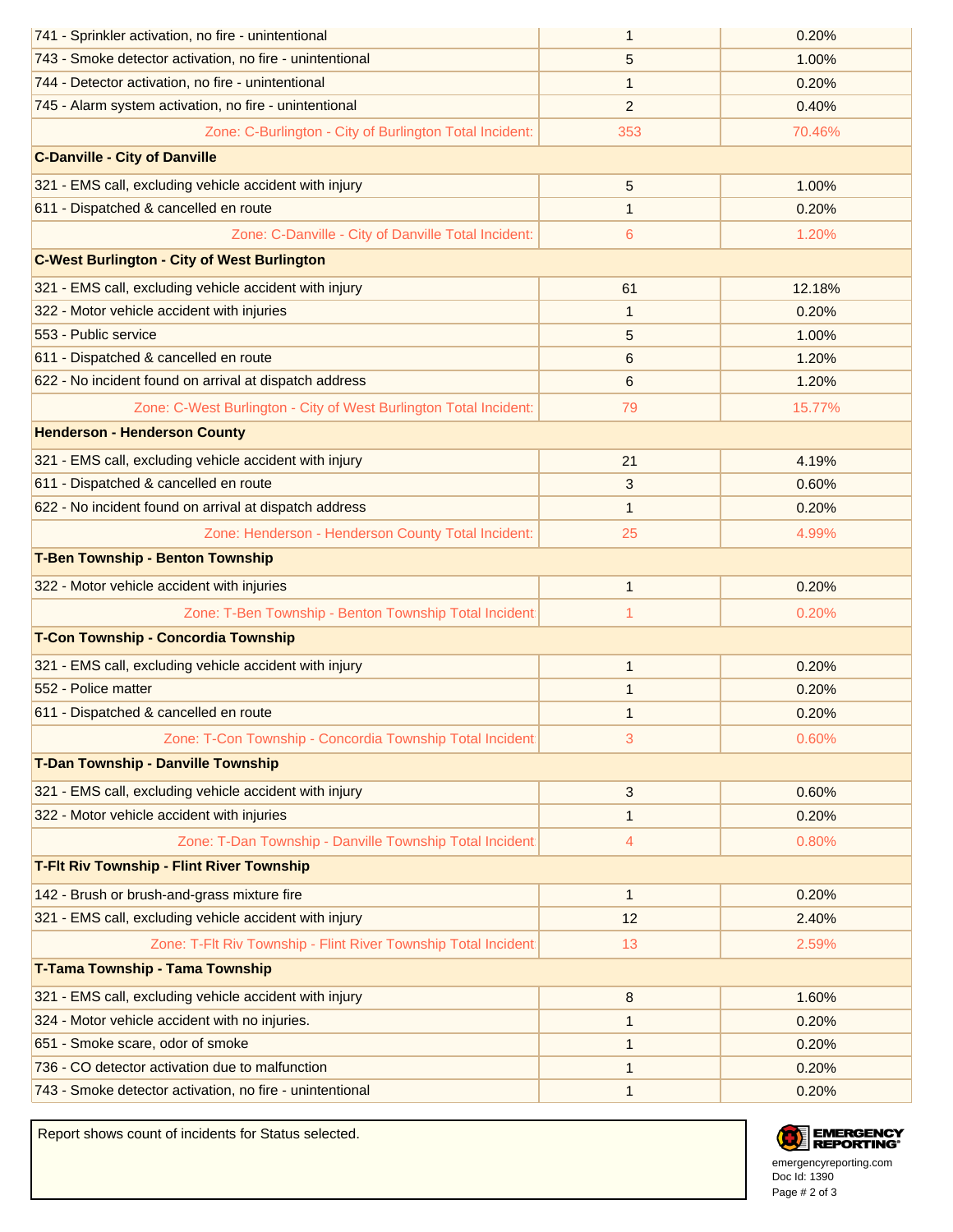| | | |
|---|---|---|
| 741 - Sprinkler activation, no fire - unintentional | 1 | 0.20% |
| 743 - Smoke detector activation, no fire - unintentional | 5 | 1.00% |
| 744 - Detector activation, no fire - unintentional | 1 | 0.20% |
| 745 - Alarm system activation, no fire - unintentional | 2 | 0.40% |
| Zone: C-Burlington - City of Burlington Total Incident: | 353 | 70.46% |
| **C-Danville - City of Danville** | | |
| 321 - EMS call, excluding vehicle accident with injury | 5 | 1.00% |
| 611 - Dispatched & cancelled en route | 1 | 0.20% |
| Zone: C-Danville - City of Danville Total Incident: | 6 | 1.20% |
| **C-West Burlington - City of West Burlington** | | |
| 321 - EMS call, excluding vehicle accident with injury | 61 | 12.18% |
| 322 - Motor vehicle accident with injuries | 1 | 0.20% |
| 553 - Public service | 5 | 1.00% |
| 611 - Dispatched & cancelled en route | 6 | 1.20% |
| 622 - No incident found on arrival at dispatch address | 6 | 1.20% |
| Zone: C-West Burlington - City of West Burlington Total Incident: | 79 | 15.77% |
| **Henderson - Henderson County** | | |
| 321 - EMS call, excluding vehicle accident with injury | 21 | 4.19% |
| 611 - Dispatched & cancelled en route | 3 | 0.60% |
| 622 - No incident found on arrival at dispatch address | 1 | 0.20% |
| Zone: Henderson - Henderson County Total Incident: | 25 | 4.99% |
| **T-Ben Township - Benton Township** | | |
| 322 - Motor vehicle accident with injuries | 1 | 0.20% |
| Zone: T-Ben Township - Benton Township Total Incident | 1 | 0.20% |
| **T-Con Township - Concordia Township** | | |
| 321 - EMS call, excluding vehicle accident with injury | 1 | 0.20% |
| 552 - Police matter | 1 | 0.20% |
| 611 - Dispatched & cancelled en route | 1 | 0.20% |
| Zone: T-Con Township - Concordia Township Total Incident | 3 | 0.60% |
| **T-Dan Township - Danville Township** | | |
| 321 - EMS call, excluding vehicle accident with injury | 3 | 0.60% |
| 322 - Motor vehicle accident with injuries | 1 | 0.20% |
| Zone: T-Dan Township - Danville Township Total Incident | 4 | 0.80% |
| **T-Flt Riv Township - Flint River Township** | | |
| 142 - Brush or brush-and-grass mixture fire | 1 | 0.20% |
| 321 - EMS call, excluding vehicle accident with injury | 12 | 2.40% |
| Zone: T-Flt Riv Township - Flint River Township Total Incident | 13 | 2.59% |
| **T-Tama Township - Tama Township** | | |
| 321 - EMS call, excluding vehicle accident with injury | 8 | 1.60% |
| 324 - Motor vehicle accident with no injuries. | 1 | 0.20% |
| 651 - Smoke scare, odor of smoke | 1 | 0.20% |
| 736 - CO detector activation due to malfunction | 1 | 0.20% |
| 743 - Smoke detector activation, no fire - unintentional | 1 | 0.20% |

Report shows count of incidents for Status selected.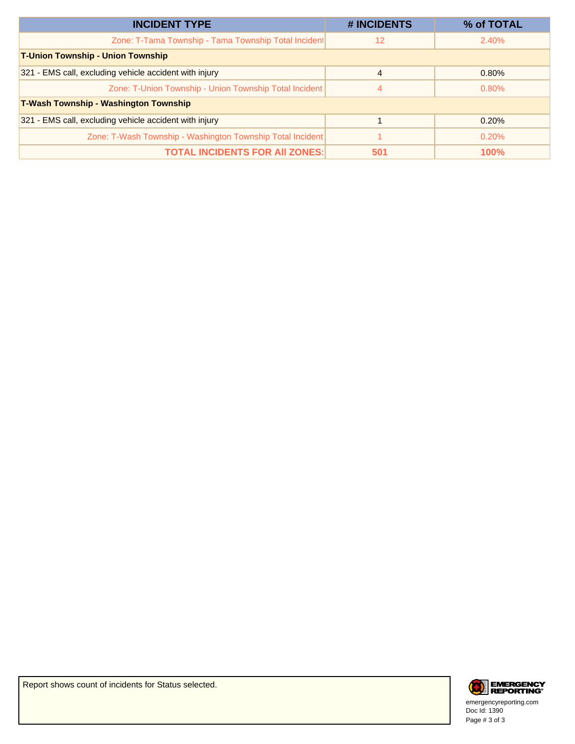| INCIDENT TYPE | # INCIDENTS | % of TOTAL |
|---|---|---|
| Zone: T-Tama Township - Tama Township Total Incident | 12 | 2.40% |
| **T-Union Township - Union Township** | | |
| 321 - EMS call, excluding vehicle accident with injury | 4 | 0.80% |
| Zone: T-Union Township - Union Township Total Incident | 4 | 0.80% |
| **T-Wash Township - Washington Township** | | |
| 321 - EMS call, excluding vehicle accident with injury | 1 | 0.20% |
| Zone: T-Wash Township - Washington Township Total Incident | 1 | 0.20% |
| **TOTAL INCIDENTS FOR All ZONES:** | **501** | **100%** |

Report shows count of incidents for Status selected.

emergencyreporting.com
Doc Id: 1390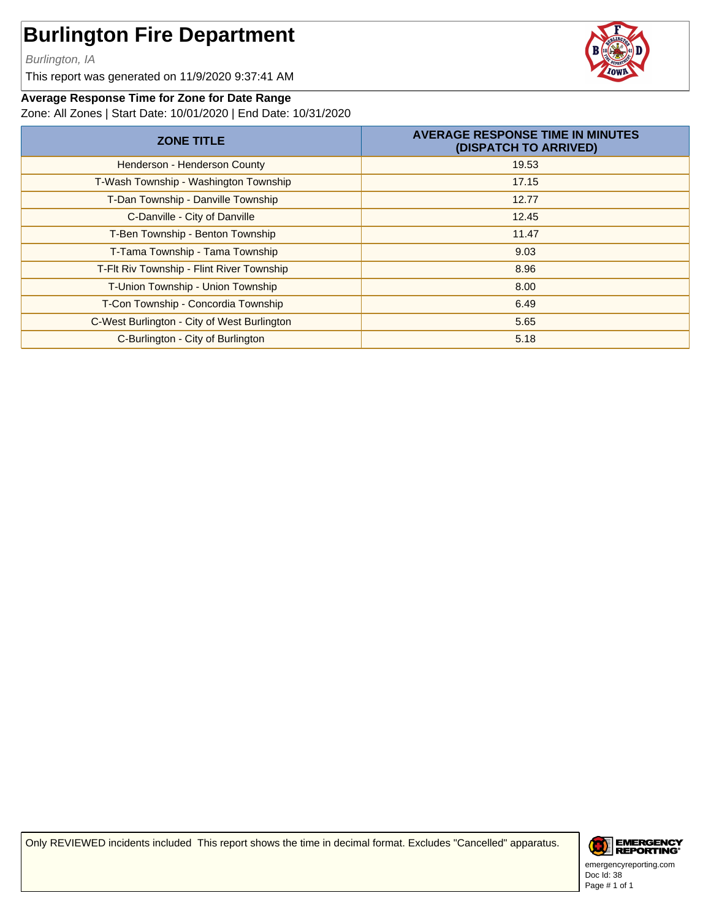# Burlington Fire Department

*Burlington, IA*

This report was generated on 11/9/2020 9:37:41 AM

**Average Response Time for Zone for Date Range**

Zone: All Zones | Start Date: 10/01/2020 | End Date: 10/31/2020

| ZONE TITLE | AVERAGE RESPONSE TIME IN MINUTES (DISPATCH TO ARRIVED) |
|---|---|
| Henderson - Henderson County | 19.53 |
| T-Wash Township - Washington Township | 17.15 |
| T-Dan Township - Danville Township | 12.77 |
| C-Danville - City of Danville | 12.45 |
| T-Ben Township - Benton Township | 11.47 |
| T-Tama Township - Tama Township | 9.03 |
| T-Flt Riv Township - Flint River Township | 8.96 |
| T-Union Township - Union Township | 8.00 |
| T-Con Township - Concordia Township | 6.49 |
| C-West Burlington - City of West Burlington | 5.65 |
| C-Burlington - City of Burlington | 5.18 |

Only REVIEWED incidents included This report shows the time in decimal format. Excludes "Cancelled" apparatus.

emergencyreporting.com
Doc Id: 38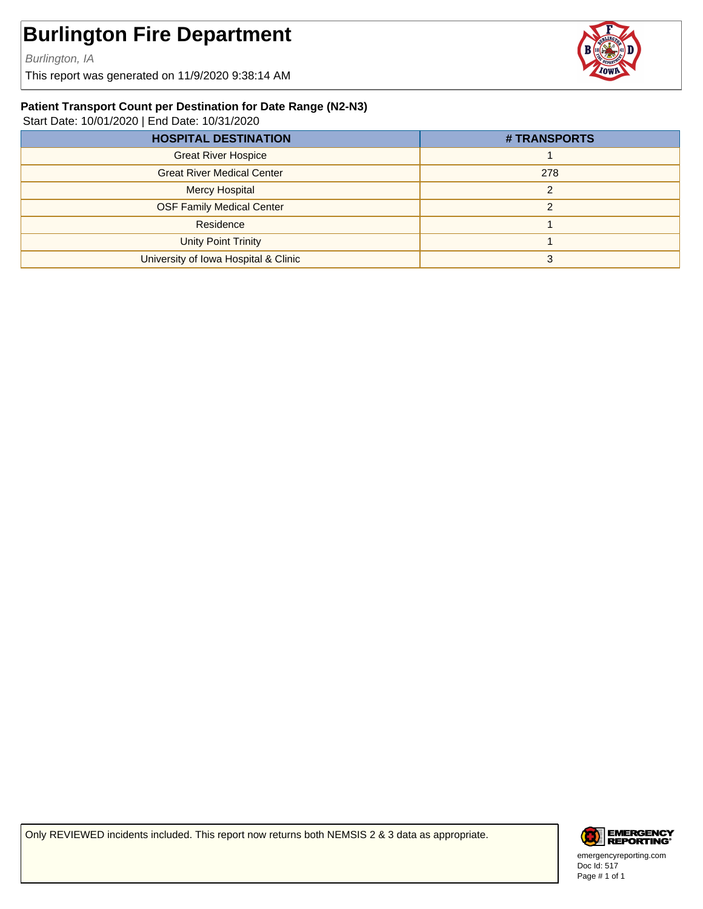# Burlington Fire Department

*Burlington, IA*

This report was generated on 11/9/2020 9:38:14 AM

### Patient Transport Count per Destination for Date Range (N2-N3)

Start Date: 10/01/2020 | End Date: 10/31/2020

| HOSPITAL DESTINATION | # TRANSPORTS |
|---|---|
| Great River Hospice | 1 |
| Great River Medical Center | 278 |
| Mercy Hospital | 2 |
| OSF Family Medical Center | 2 |
| Residence | 1 |
| Unity Point Trinity | 1 |
| University of Iowa Hospital & Clinic | 3 |

Only REVIEWED incidents included. This report now returns both NEMSIS 2 & 3 data as appropriate.

emergencyreporting.com
Doc Id: 517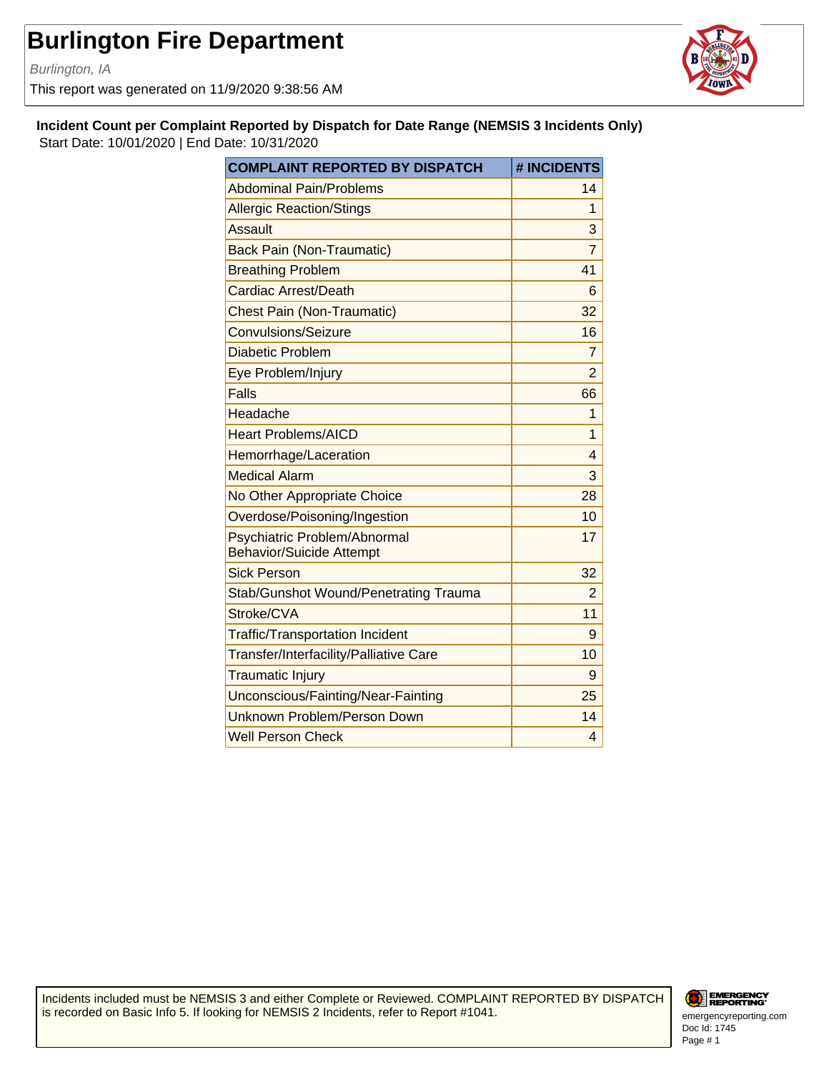# Burlington Fire Department

*Burlington, IA*

This report was generated on 11/9/2020 9:38:56 AM

**Incident Count per Complaint Reported by Dispatch for Date Range (NEMSIS 3 Incidents Only)**

Start Date: 10/01/2020 | End Date: 10/31/2020

| COMPLAINT REPORTED BY DISPATCH | # INCIDENTS |
|---|---|
| Abdominal Pain/Problems | 14 |
| Allergic Reaction/Stings | 1 |
| Assault | 3 |
| Back Pain (Non-Traumatic) | 7 |
| Breathing Problem | 41 |
| Cardiac Arrest/Death | 6 |
| Chest Pain (Non-Traumatic) | 32 |
| Convulsions/Seizure | 16 |
| Diabetic Problem | 7 |
| Eye Problem/Injury | 2 |
| Falls | 66 |
| Headache | 1 |
| Heart Problems/AICD | 1 |
| Hemorrhage/Laceration | 4 |
| Medical Alarm | 3 |
| No Other Appropriate Choice | 28 |
| Overdose/Poisoning/Ingestion | 10 |
| Psychiatric Problem/Abnormal Behavior/Suicide Attempt | 17 |
| Sick Person | 32 |
| Stab/Gunshot Wound/Penetrating Trauma | 2 |
| Stroke/CVA | 11 |
| Traffic/Transportation Incident | 9 |
| Transfer/Interfacility/Palliative Care | 10 |
| Traumatic Injury | 9 |
| Unconscious/Fainting/Near-Fainting | 25 |
| Unknown Problem/Person Down | 14 |
| Well Person Check | 4 |

Incidents included must be NEMSIS 3 and either Complete or Reviewed. COMPLAINT REPORTED BY DISPATCH is recorded on Basic Info 5. If looking for NEMSIS 2 Incidents, refer to Report #1041.

emergencyreporting.com
Doc Id: 1745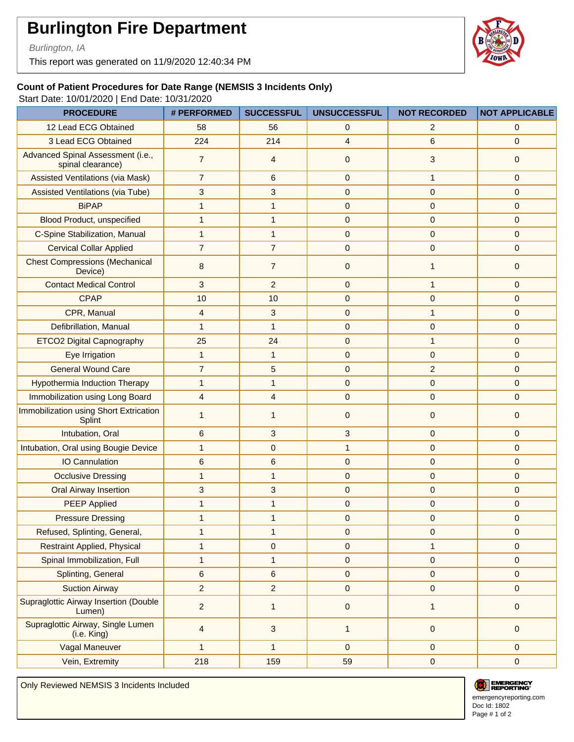# Burlington Fire Department

*Burlington, IA*

This report was generated on 11/9/2020 12:40:34 PM

### Count of Patient Procedures for Date Range (NEMSIS 3 Incidents Only)

Start Date: 10/01/2020 | End Date: 10/31/2020

| PROCEDURE | # PERFORMED | SUCCESSFUL | UNSUCCESSFUL | NOT RECORDED | NOT APPLICABLE |
|---|---|---|---|---|---|
| 12 Lead ECG Obtained | 58 | 56 | 0 | 2 | 0 |
| 3 Lead ECG Obtained | 224 | 214 | 4 | 6 | 0 |
| Advanced Spinal Assessment (i.e., spinal clearance) | 7 | 4 | 0 | 3 | 0 |
| Assisted Ventilations (via Mask) | 7 | 6 | 0 | 1 | 0 |
| Assisted Ventilations (via Tube) | 3 | 3 | 0 | 0 | 0 |
| BiPAP | 1 | 1 | 0 | 0 | 0 |
| Blood Product, unspecified | 1 | 1 | 0 | 0 | 0 |
| C-Spine Stabilization, Manual | 1 | 1 | 0 | 0 | 0 |
| Cervical Collar Applied | 7 | 7 | 0 | 0 | 0 |
| Chest Compressions (Mechanical Device) | 8 | 7 | 0 | 1 | 0 |
| Contact Medical Control | 3 | 2 | 0 | 1 | 0 |
| CPAP | 10 | 10 | 0 | 0 | 0 |
| CPR, Manual | 4 | 3 | 0 | 1 | 0 |
| Defibrillation, Manual | 1 | 1 | 0 | 0 | 0 |
| ETCO2 Digital Capnography | 25 | 24 | 0 | 1 | 0 |
| Eye Irrigation | 1 | 1 | 0 | 0 | 0 |
| General Wound Care | 7 | 5 | 0 | 2 | 0 |
| Hypothermia Induction Therapy | 1 | 1 | 0 | 0 | 0 |
| Immobilization using Long Board | 4 | 4 | 0 | 0 | 0 |
| Immobilization using Short Extrication Splint | 1 | 1 | 0 | 0 | 0 |
| Intubation, Oral | 6 | 3 | 3 | 0 | 0 |
| Intubation, Oral using Bougie Device | 1 | 0 | 1 | 0 | 0 |
| IO Cannulation | 6 | 6 | 0 | 0 | 0 |
| Occlusive Dressing | 1 | 1 | 0 | 0 | 0 |
| Oral Airway Insertion | 3 | 3 | 0 | 0 | 0 |
| PEEP Applied | 1 | 1 | 0 | 0 | 0 |
| Pressure Dressing | 1 | 1 | 0 | 0 | 0 |
| Refused, Splinting, General, | 1 | 1 | 0 | 0 | 0 |
| Restraint Applied, Physical | 1 | 0 | 0 | 1 | 0 |
| Spinal Immobilization, Full | 1 | 1 | 0 | 0 | 0 |
| Splinting, General | 6 | 6 | 0 | 0 | 0 |
| Suction Airway | 2 | 2 | 0 | 0 | 0 |
| Supraglottic Airway Insertion (Double Lumen) | 2 | 1 | 0 | 1 | 0 |
| Supraglottic Airway, Single Lumen (i.e. King) | 4 | 3 | 1 | 0 | 0 |
| Vagal Maneuver | 1 | 1 | 0 | 0 | 0 |
| Vein, Extremity | 218 | 159 | 59 | 0 | 0 |

Only Reviewed NEMSIS 3 Incidents Included

emergencyreporting.com
Doc Id: 1802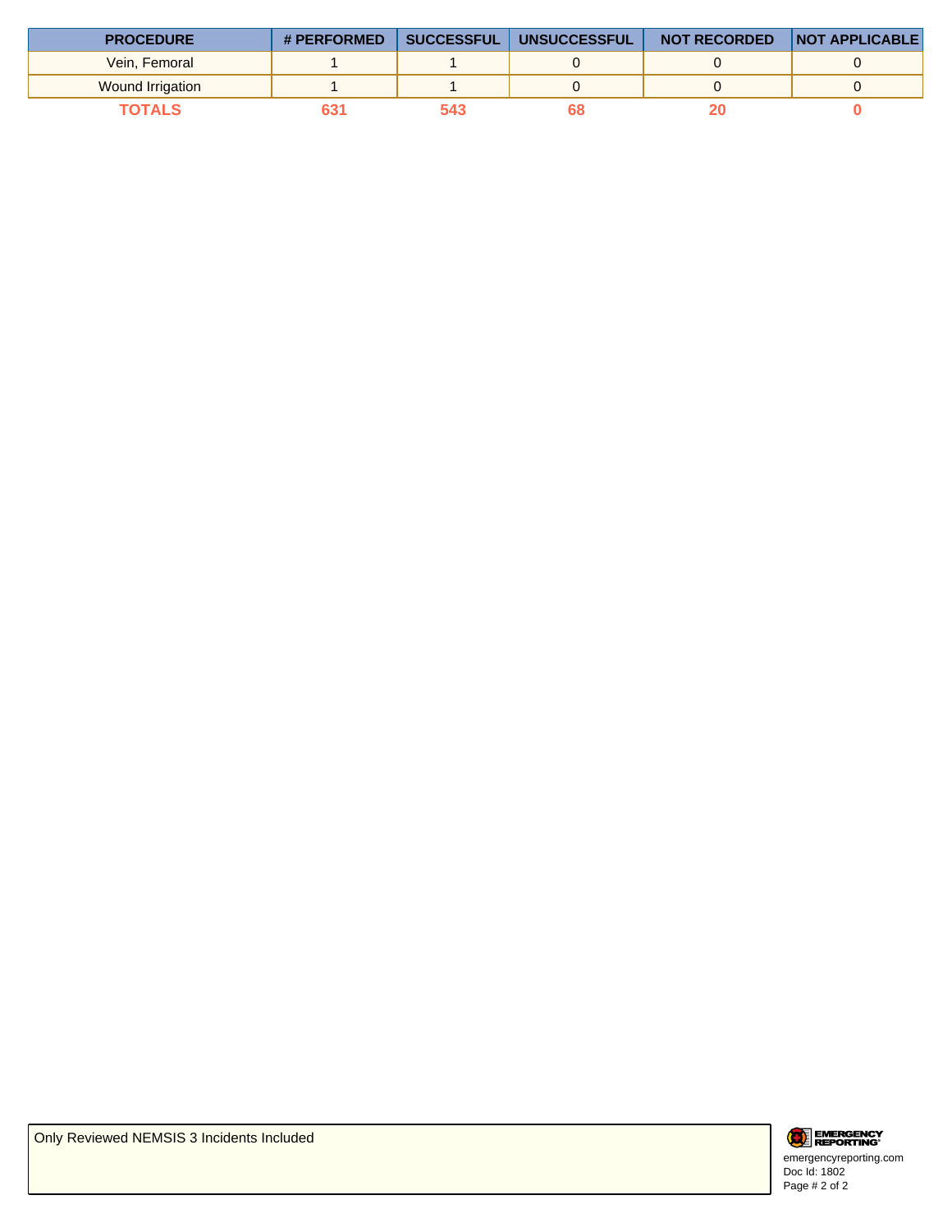| PROCEDURE | # PERFORMED | SUCCESSFUL | UNSUCCESSFUL | NOT RECORDED | NOT APPLICABLE |
|---|---|---|---|---|---|
| Vein, Femoral | 1 | 1 | 0 | 0 | 0 |
| Wound Irrigation | 1 | 1 | 0 | 0 | 0 |
| **TOTALS** | **631** | **543** | **68** | **20** | **0** |

Only Reviewed NEMSIS 3 Incidents Included

EMERGENCY REPORTING
emergencyreporting.com
Doc Id: 1802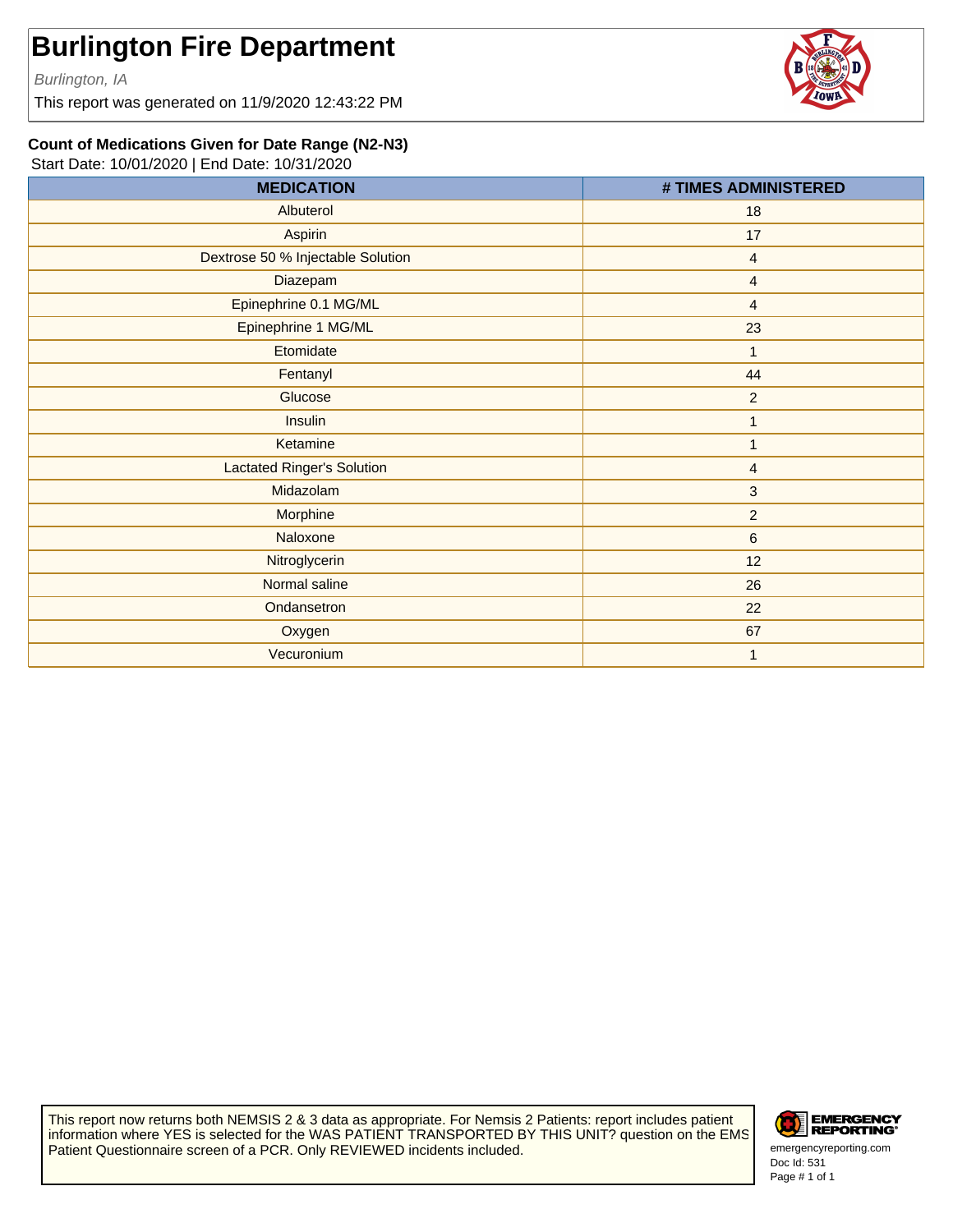# Burlington Fire Department

*Burlington, IA*

This report was generated on 11/9/2020 12:43:22 PM

### Count of Medications Given for Date Range (N2-N3)

Start Date: 10/01/2020 | End Date: 10/31/2020

| MEDICATION | # TIMES ADMINISTERED |
|---|---|
| Albuterol | 18 |
| Aspirin | 17 |
| Dextrose 50 % Injectable Solution | 4 |
| Diazepam | 4 |
| Epinephrine 0.1 MG/ML | 4 |
| Epinephrine 1 MG/ML | 23 |
| Etomidate | 1 |
| Fentanyl | 44 |
| Glucose | 2 |
| Insulin | 1 |
| Ketamine | 1 |
| Lactated Ringer's Solution | 4 |
| Midazolam | 3 |
| Morphine | 2 |
| Naloxone | 6 |
| Nitroglycerin | 12 |
| Normal saline | 26 |
| Ondansetron | 22 |
| Oxygen | 67 |
| Vecuronium | 1 |

This report now returns both NEMSIS 2 & 3 data as appropriate. For Nemsis 2 Patients: report includes patient information where YES is selected for the WAS PATIENT TRANSPORTED BY THIS UNIT? question on the EMS Patient Questionnaire screen of a PCR. Only REVIEWED incidents included.

EMERGENCY REPORTING
emergencyreporting.com
Doc Id: 531